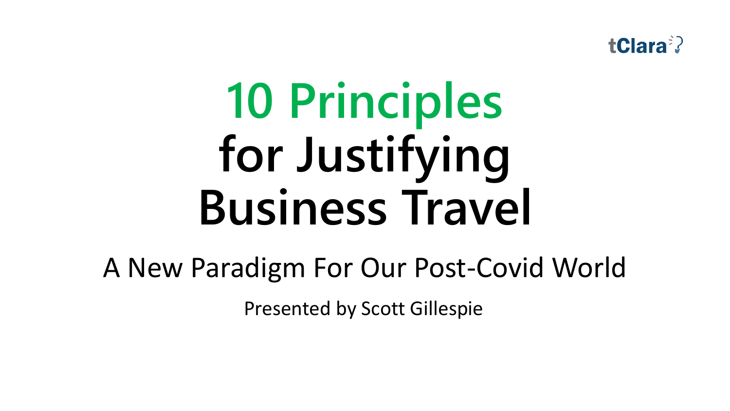tClara

# 10 Principles for Justifying Business Travel

## A New Paradigm For Our Post-Covid World

Presented by Scott Gillespie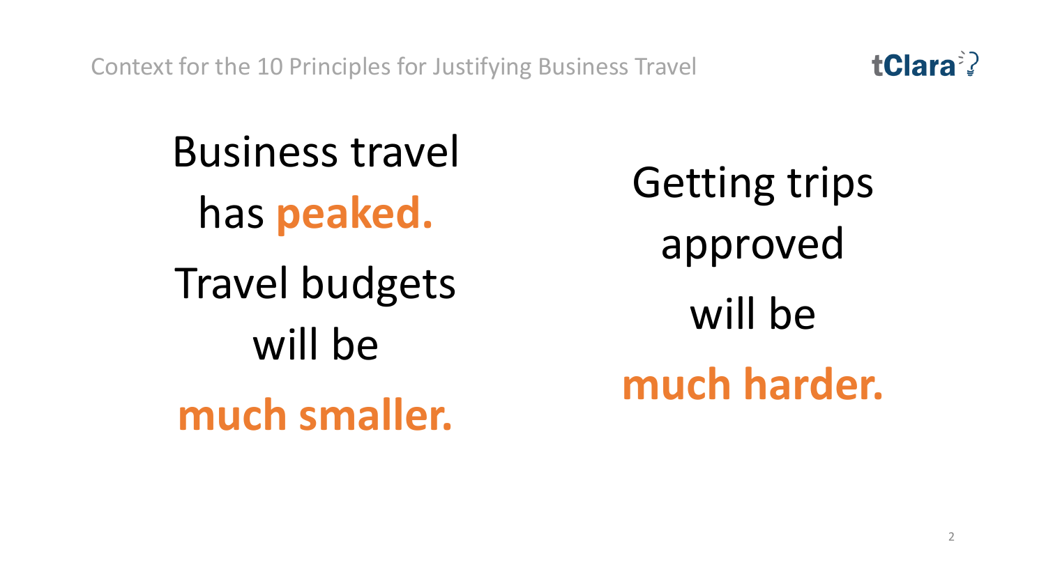Context for the 10 Principles for Justifying Business Travel

Business travel has **peaked.**

Travel budgets will be **much smaller.**

Getting trips approved will be **much harder.**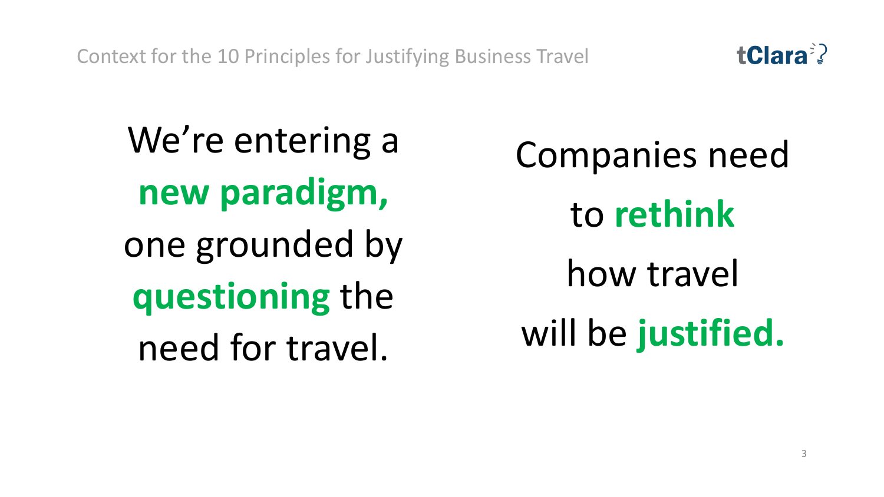## Context for the 10 Principles for Justifying Business Travel

We're entering a **new paradigm,** one grounded by **questioning** the need for travel.

Companies need to **rethink** how travel will be **justified.**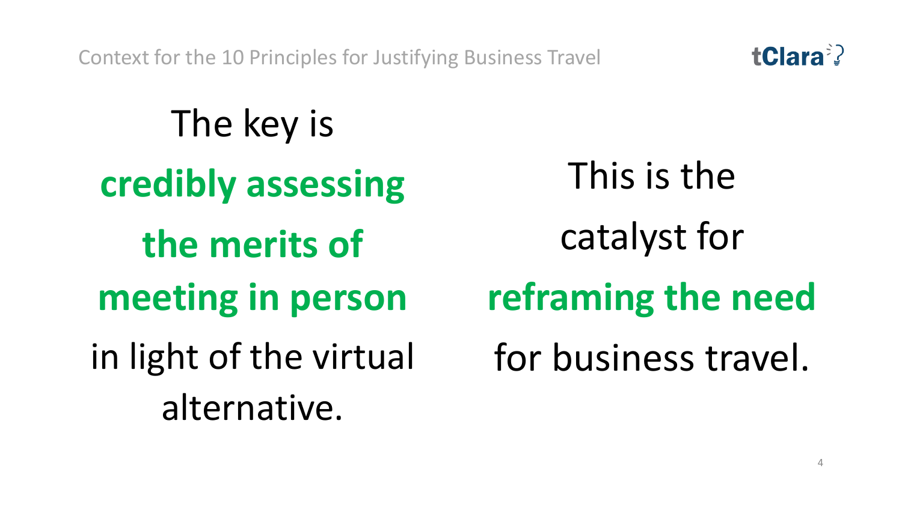Context for the 10 Principles for Justifying Business Travel

The key is **credibly assessing the merits of meeting in person** in light of the virtual alternative.

This is the catalyst for **reframing the need** for business travel.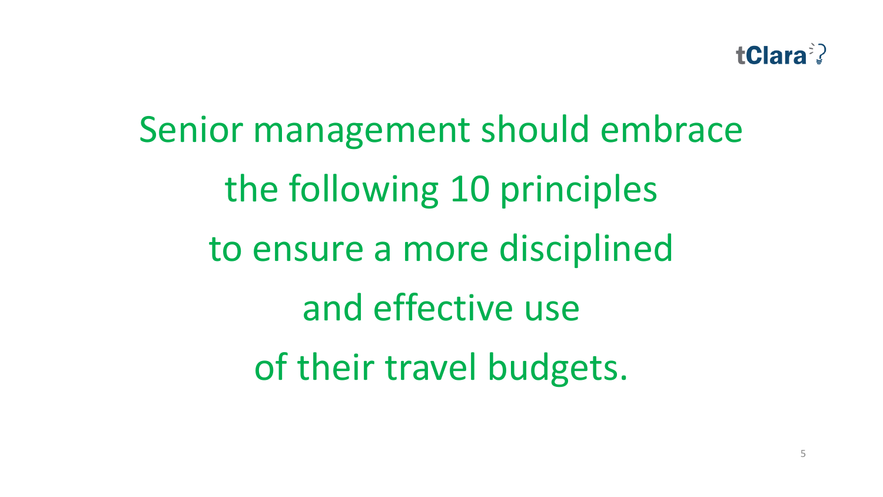Senior management should embrace the following 10 principles to ensure a more disciplined and effective use of their travel budgets.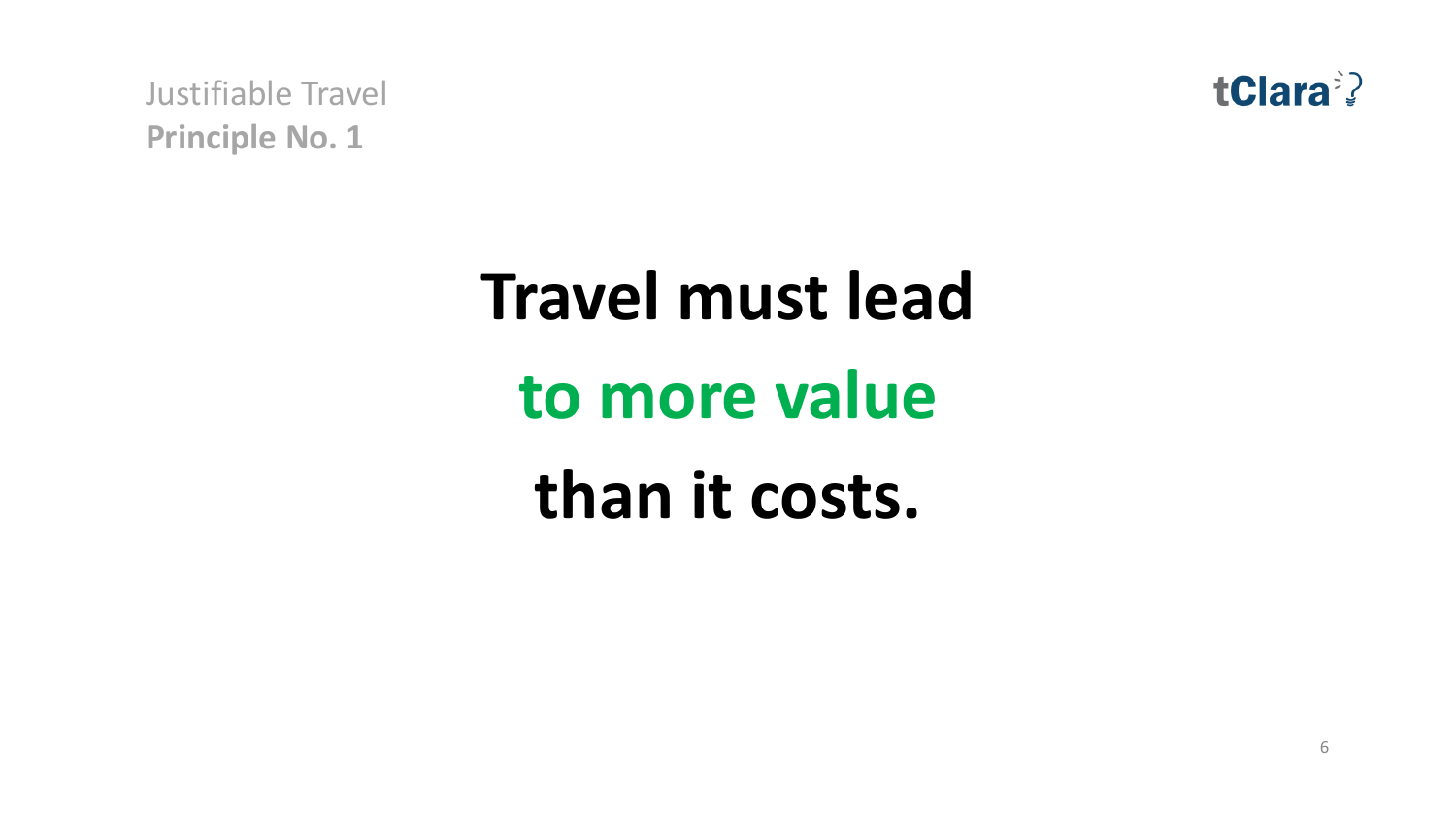Justifiable Travel

**Principle No. 1**

# Travel must lead to more value than it costs.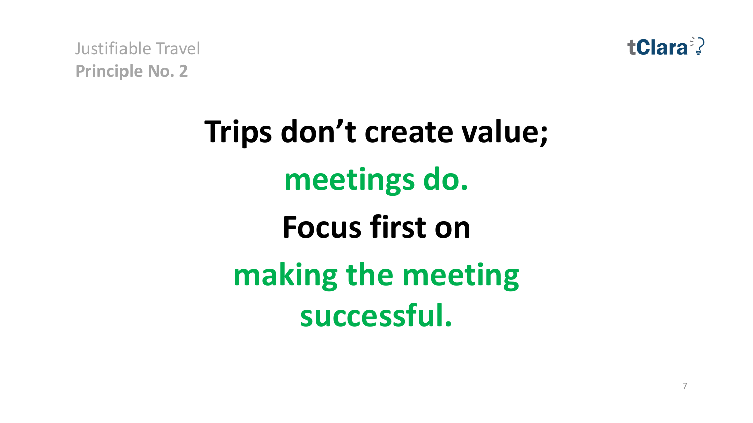Justifiable Travel
**Principle No. 2**

# Trips don't create value; meetings do. Focus first on making the meeting successful.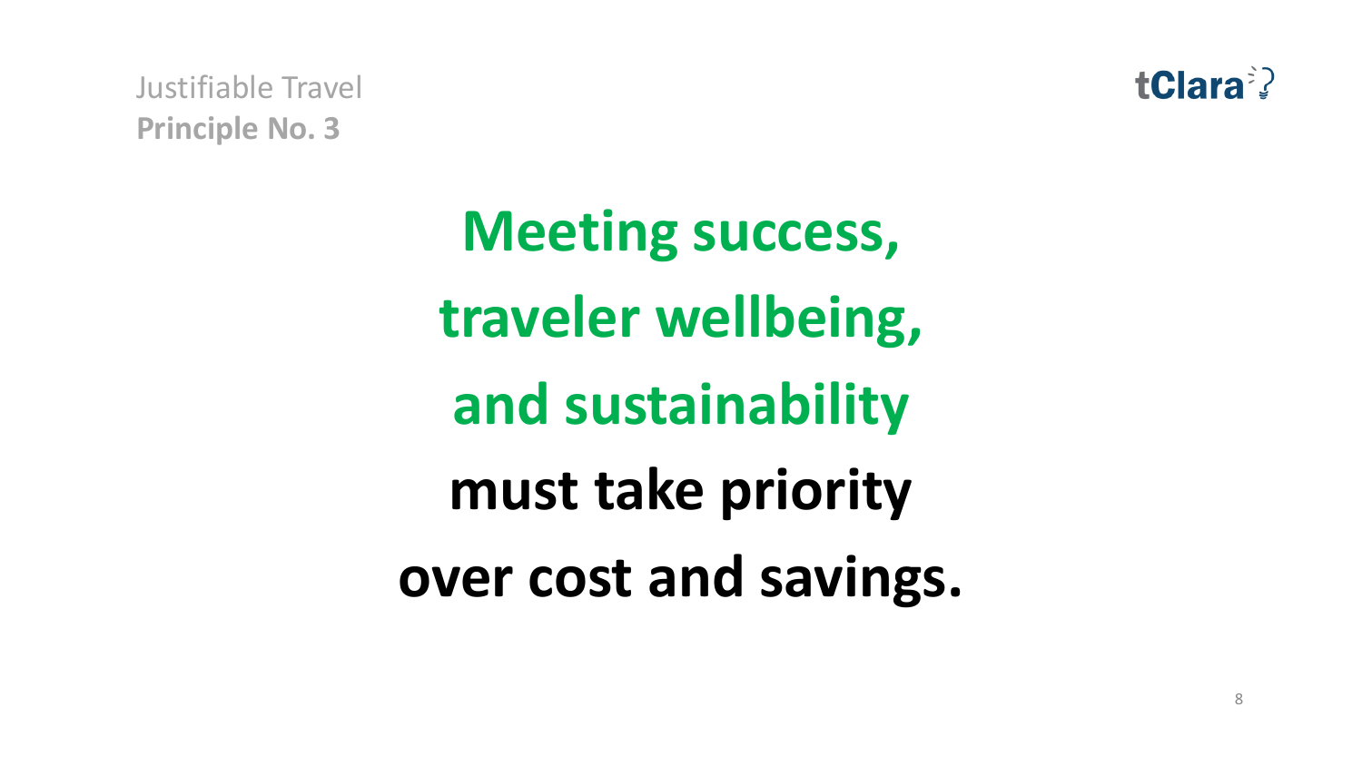Justifiable Travel
**Principle No. 3**

# Meeting success, traveler wellbeing, and sustainability must take priority over cost and savings.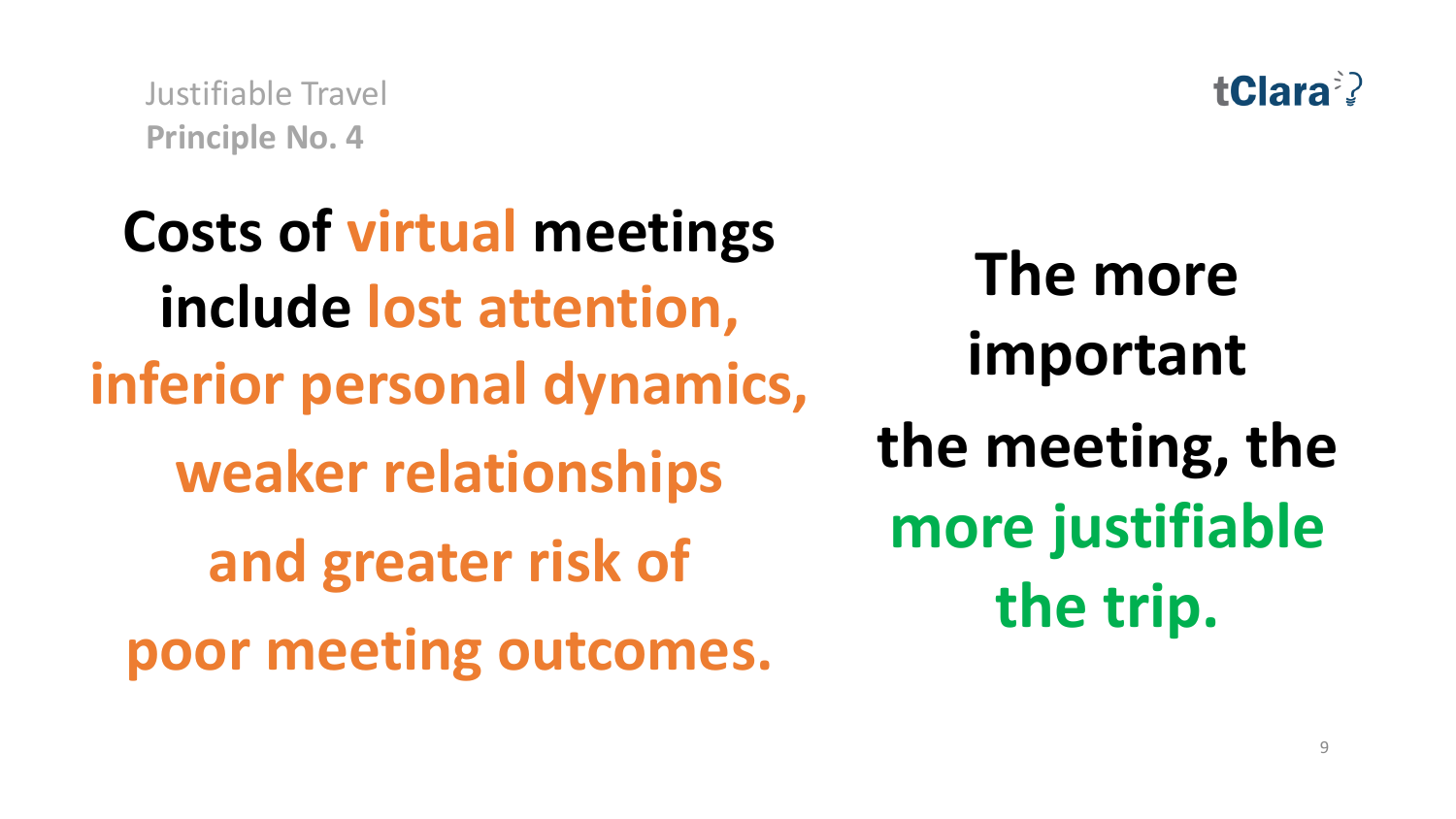Justifiable Travel
**Principle No. 4**

## Costs of virtual meetings include lost attention, inferior personal dynamics, weaker relationships and greater risk of poor meeting outcomes.

## The more important the meeting, the more justifiable the trip.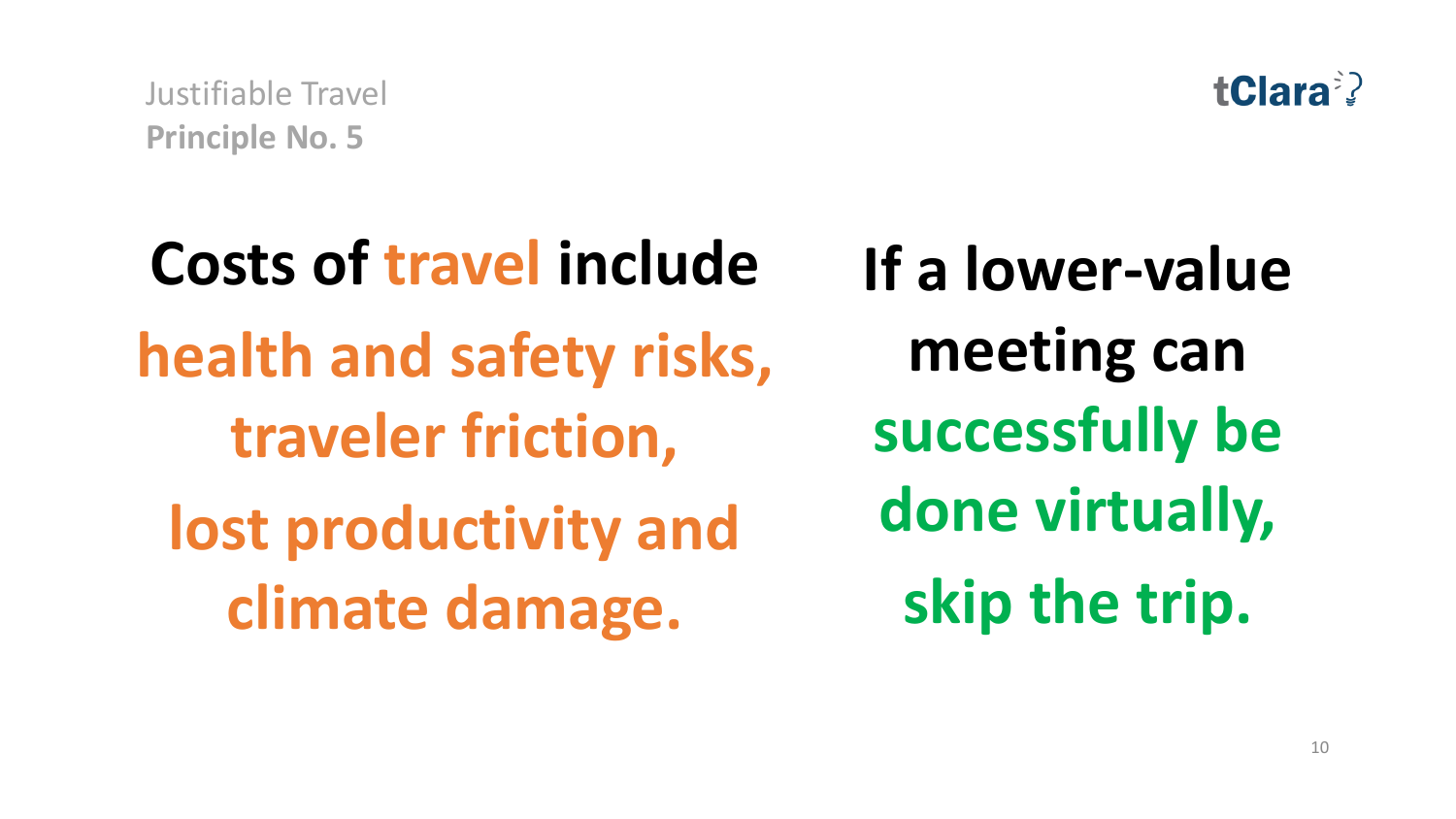Justifiable Travel
**Principle No. 5**

tClara

**Costs of travel include health and safety risks, traveler friction, lost productivity and climate damage.**

**If a lower-value meeting can successfully be done virtually, skip the trip.**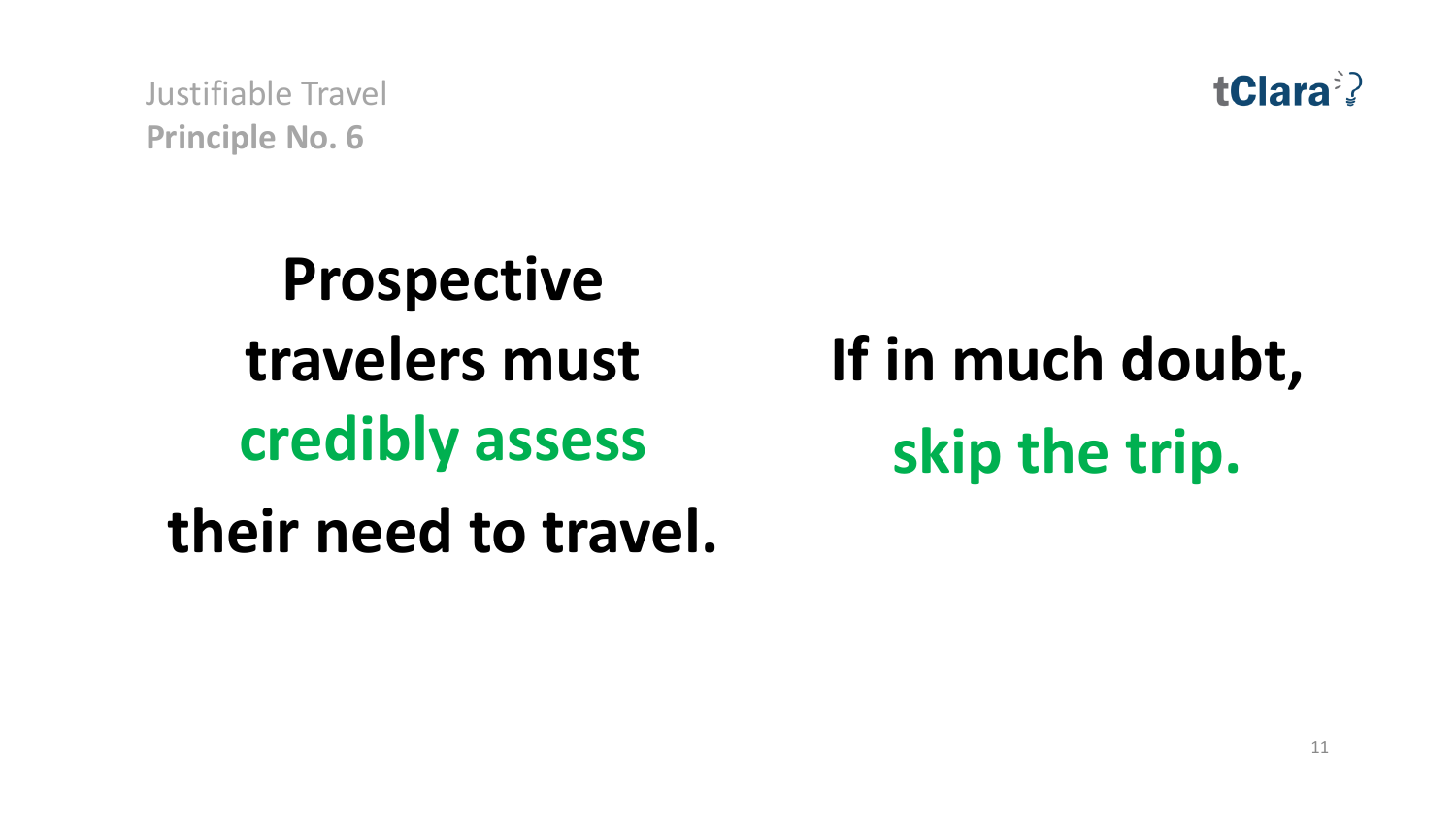Justifiable Travel

**Principle No. 6**

**Prospective travelers must credibly assess their need to travel.**

**If in much doubt, skip the trip.**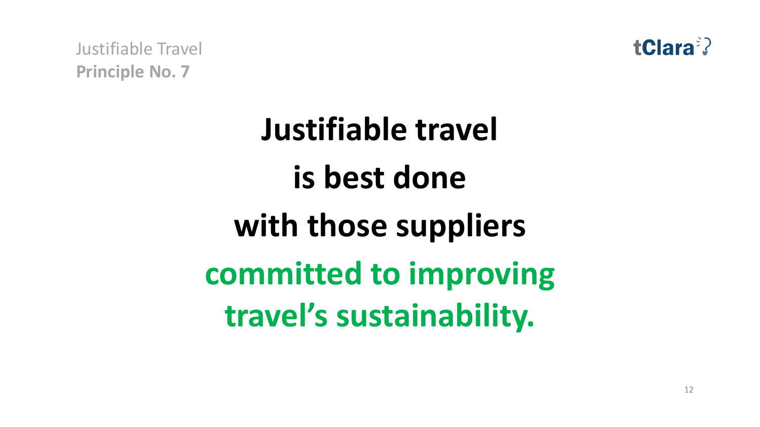Justifiable Travel
**Principle No. 7**

tClara

# Justifiable travel is best done with those suppliers committed to improving travel's sustainability.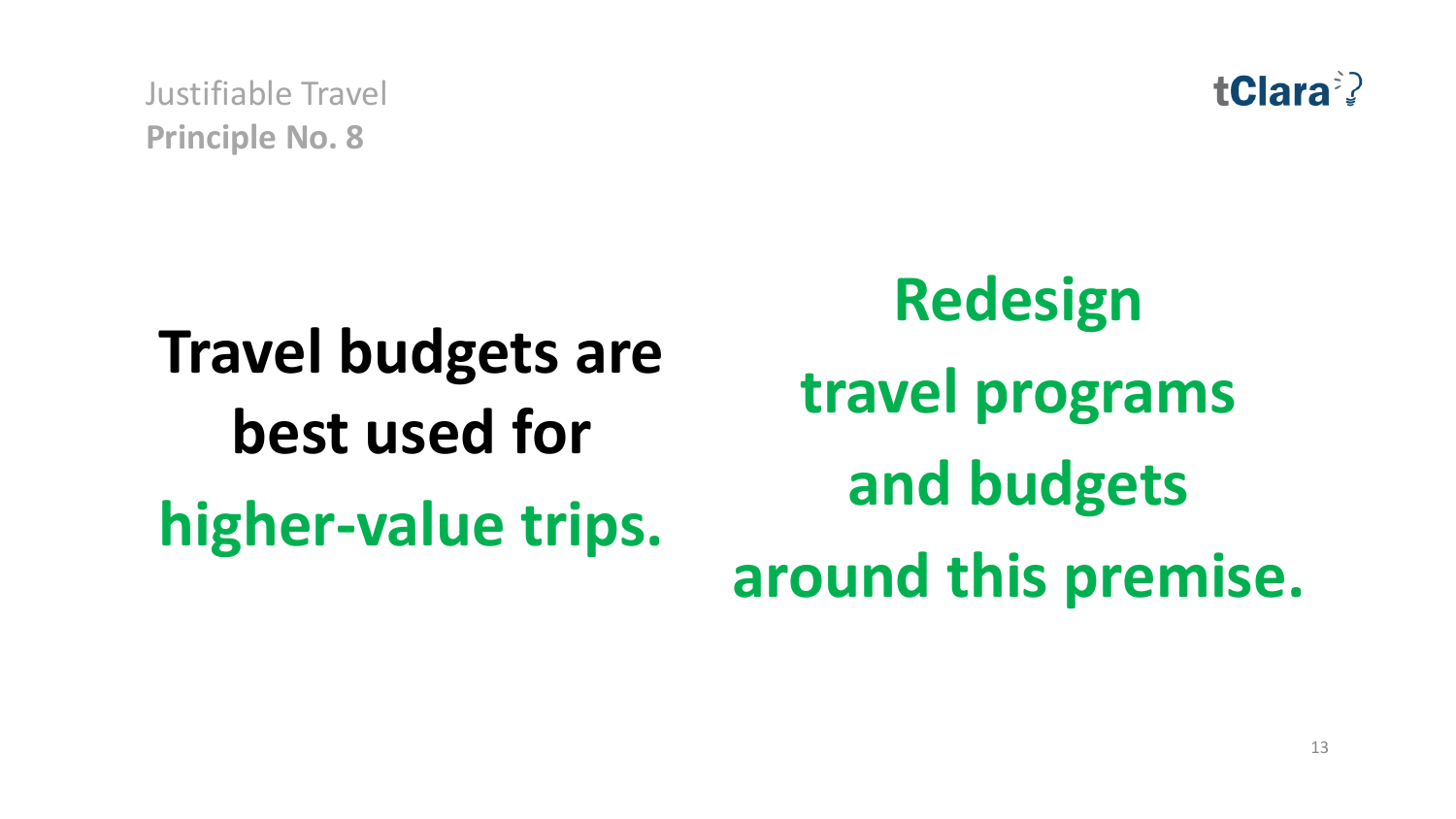Justifiable Travel
**Principle No. 8**

**Travel budgets are best used for higher-value trips.**

**Redesign travel programs and budgets around this premise.**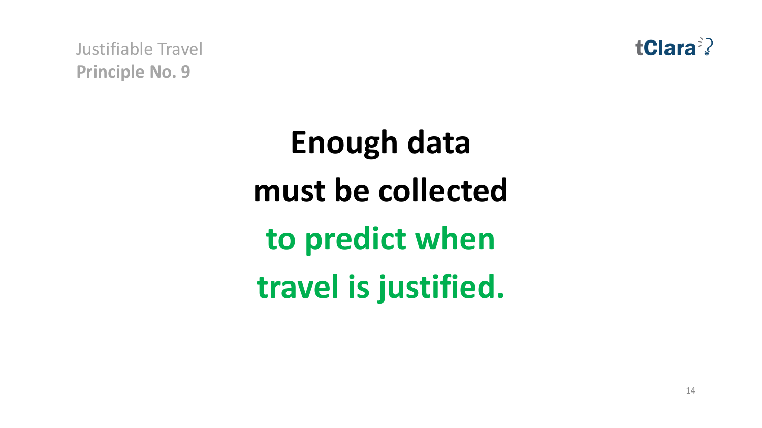Justifiable Travel
**Principle No. 9**

tClara

# Enough data must be collected to predict when travel is justified.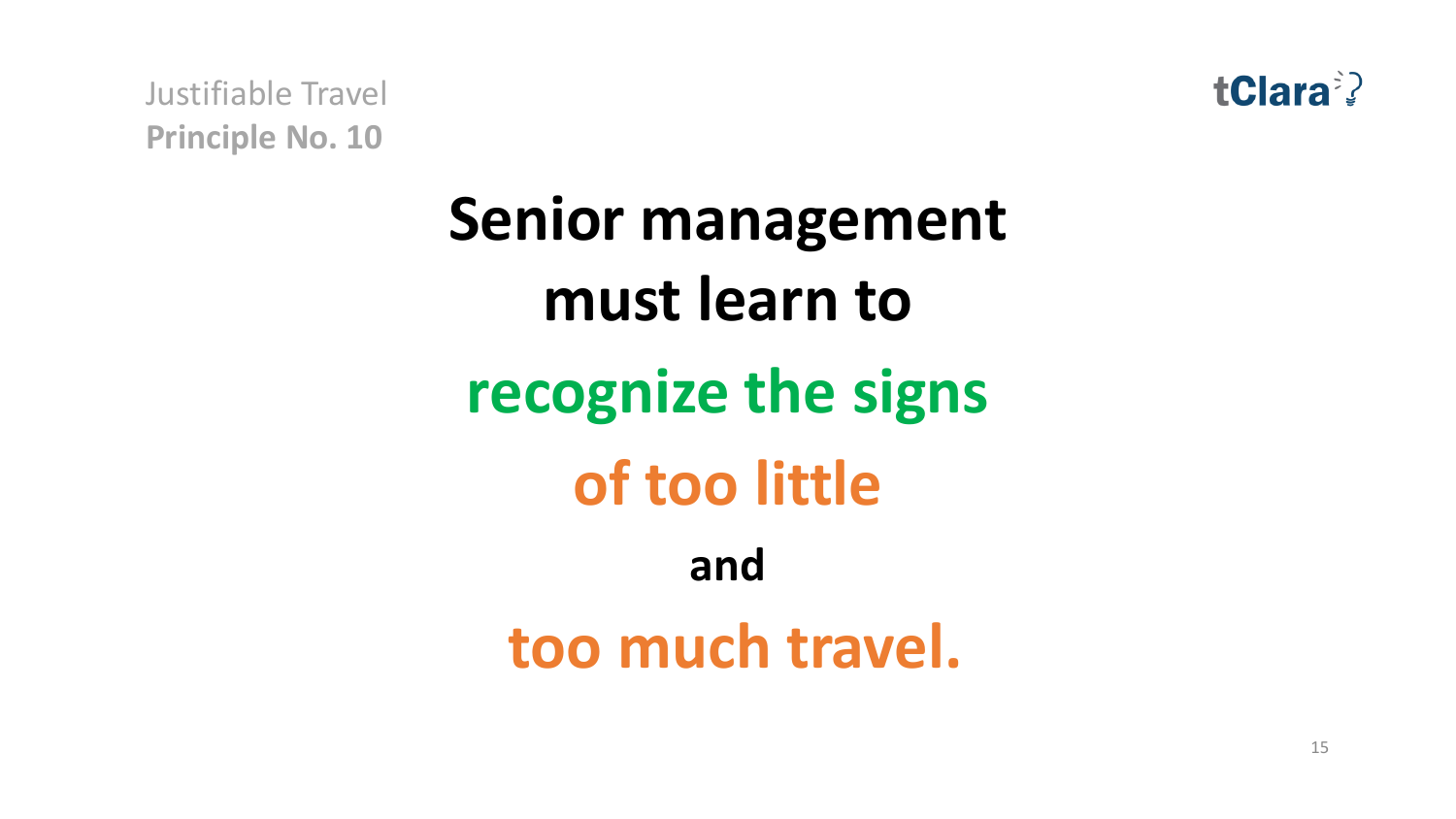Justifiable Travel
**Principle No. 10**

tClara

# Senior management must learn to recognize the signs of too little and too much travel.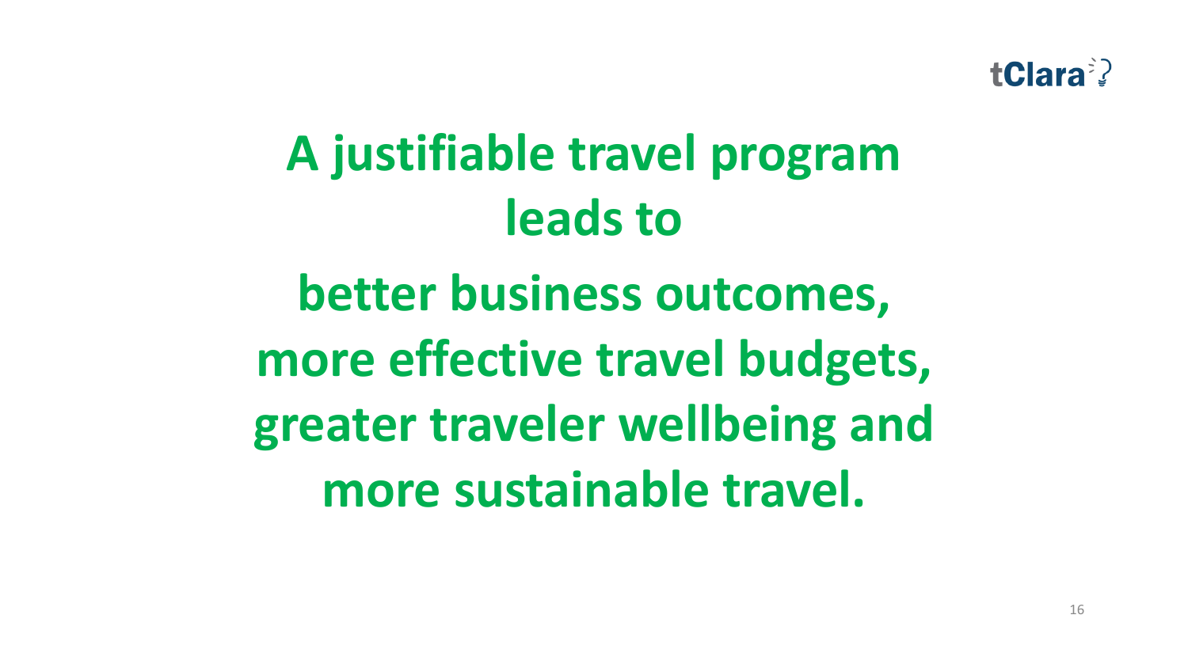**A justifiable travel program leads to**

**better business outcomes, more effective travel budgets, greater traveler wellbeing and more sustainable travel.**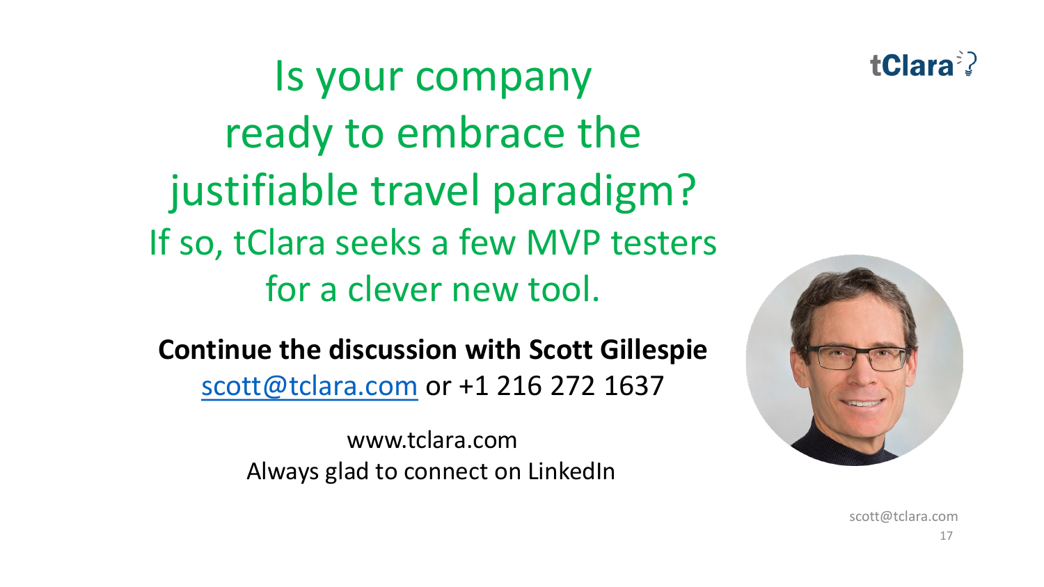# Is your company ready to embrace the justifiable travel paradigm?

## If so, tClara seeks a few MVP testers for a clever new tool.

**Continue the discussion with Scott Gillespie**

scott@tclara.com or +1 216 272 1637

www.tclara.com

Always glad to connect on LinkedIn